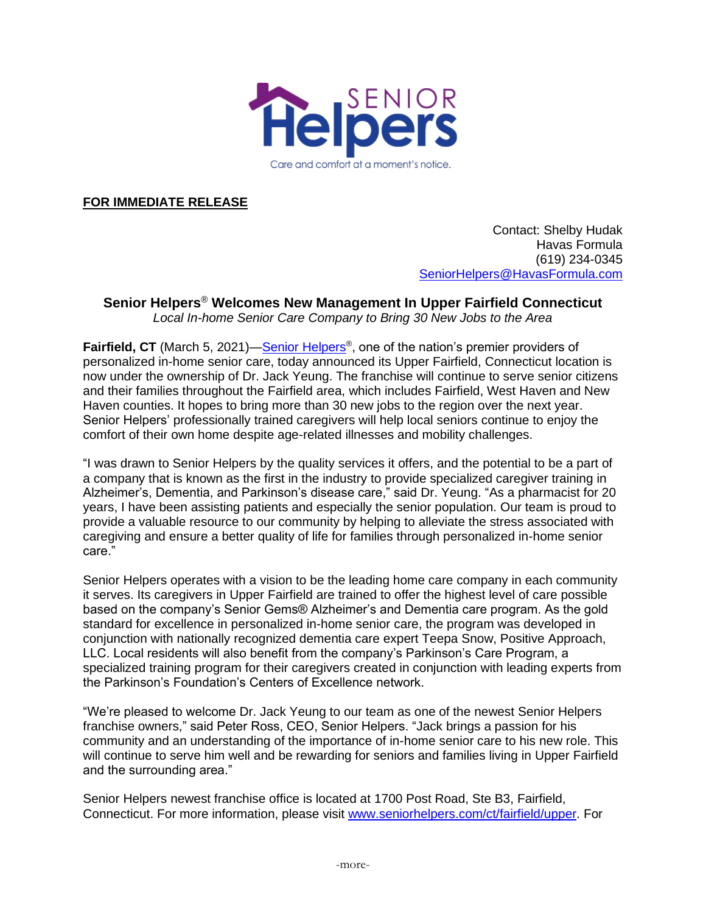**FOR IMMEDIATE RELEASE**

Contact: Shelby Hudak
Havas Formula
(619) 234-0345
SeniorHelpers@HavasFormula.com

## Senior Helpers® Welcomes New Management In Upper Fairfield Connecticut

*Local In-home Senior Care Company to Bring 30 New Jobs to the Area*

**Fairfield, CT** (March 5, 2021)—Senior Helpers®, one of the nation's premier providers of personalized in-home senior care, today announced its Upper Fairfield, Connecticut location is now under the ownership of Dr. Jack Yeung. The franchise will continue to serve senior citizens and their families throughout the Fairfield area, which includes Fairfield, West Haven and New Haven counties. It hopes to bring more than 30 new jobs to the region over the next year. Senior Helpers' professionally trained caregivers will help local seniors continue to enjoy the comfort of their own home despite age-related illnesses and mobility challenges.

"I was drawn to Senior Helpers by the quality services it offers, and the potential to be a part of a company that is known as the first in the industry to provide specialized caregiver training in Alzheimer's, Dementia, and Parkinson's disease care," said Dr. Yeung. "As a pharmacist for 20 years, I have been assisting patients and especially the senior population. Our team is proud to provide a valuable resource to our community by helping to alleviate the stress associated with caregiving and ensure a better quality of life for families through personalized in-home senior care."

Senior Helpers operates with a vision to be the leading home care company in each community it serves. Its caregivers in Upper Fairfield are trained to offer the highest level of care possible based on the company's Senior Gems® Alzheimer's and Dementia care program. As the gold standard for excellence in personalized in-home senior care, the program was developed in conjunction with nationally recognized dementia care expert Teepa Snow, Positive Approach, LLC. Local residents will also benefit from the company's Parkinson's Care Program, a specialized training program for their caregivers created in conjunction with leading experts from the Parkinson's Foundation's Centers of Excellence network.

"We're pleased to welcome Dr. Jack Yeung to our team as one of the newest Senior Helpers franchise owners," said Peter Ross, CEO, Senior Helpers. "Jack brings a passion for his community and an understanding of the importance of in-home senior care to his new role. This will continue to serve him well and be rewarding for seniors and families living in Upper Fairfield and the surrounding area."

Senior Helpers newest franchise office is located at 1700 Post Road, Ste B3, Fairfield, Connecticut. For more information, please visit www.seniorhelpers.com/ct/fairfield/upper. For

-more-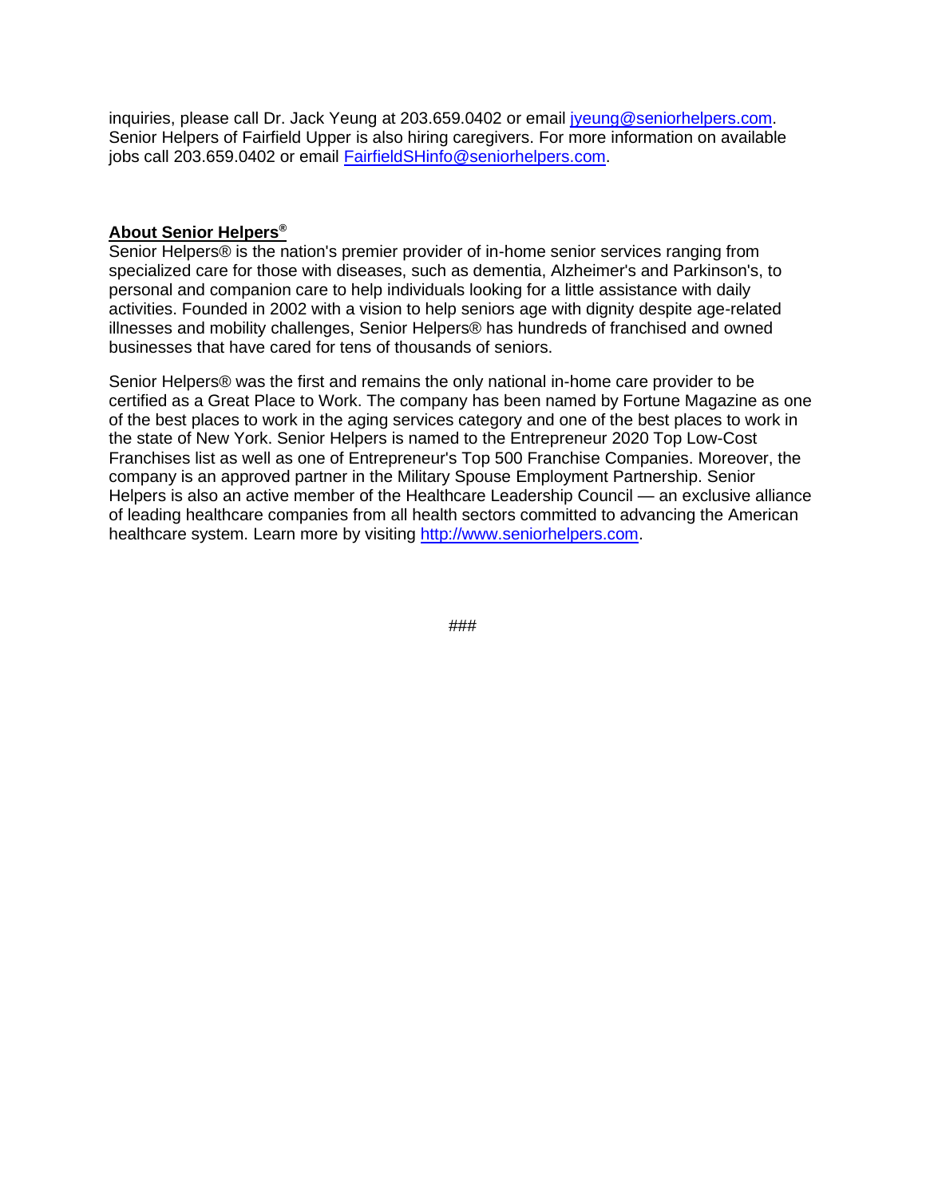inquiries, please call Dr. Jack Yeung at 203.659.0402 or email jyeung@seniorhelpers.com. Senior Helpers of Fairfield Upper is also hiring caregivers. For more information on available jobs call 203.659.0402 or email FairfieldSHinfo@seniorhelpers.com.

## About Senior Helpers®

Senior Helpers® is the nation's premier provider of in-home senior services ranging from specialized care for those with diseases, such as dementia, Alzheimer's and Parkinson's, to personal and companion care to help individuals looking for a little assistance with daily activities. Founded in 2002 with a vision to help seniors age with dignity despite age-related illnesses and mobility challenges, Senior Helpers® has hundreds of franchised and owned businesses that have cared for tens of thousands of seniors.

Senior Helpers® was the first and remains the only national in-home care provider to be certified as a Great Place to Work. The company has been named by Fortune Magazine as one of the best places to work in the aging services category and one of the best places to work in the state of New York. Senior Helpers is named to the Entrepreneur 2020 Top Low-Cost Franchises list as well as one of Entrepreneur's Top 500 Franchise Companies. Moreover, the company is an approved partner in the Military Spouse Employment Partnership. Senior Helpers is also an active member of the Healthcare Leadership Council — an exclusive alliance of leading healthcare companies from all health sectors committed to advancing the American healthcare system. Learn more by visiting http://www.seniorhelpers.com.

###